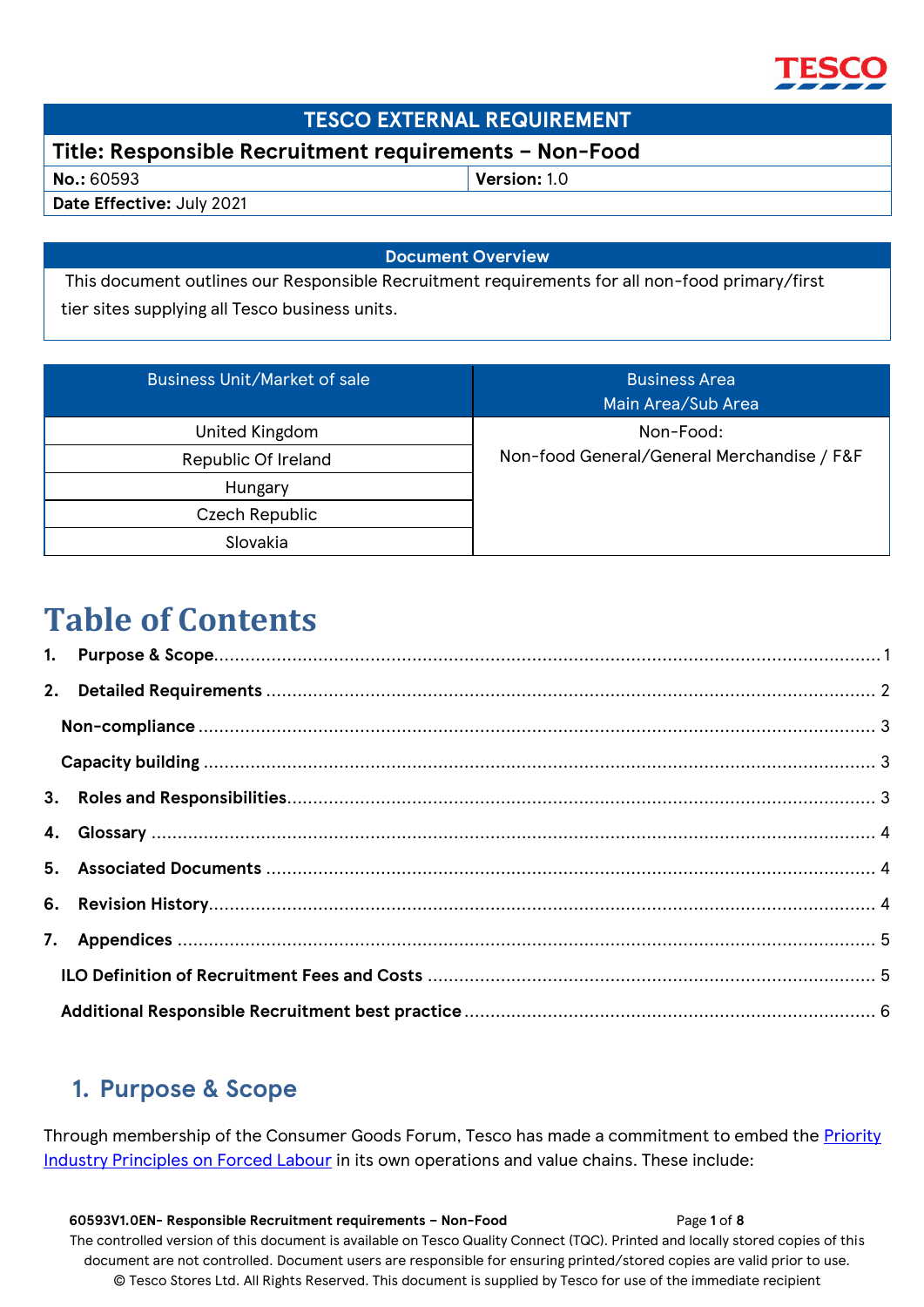TESCO

| TESCO EXTERNAL REQUIREMENT | |
|---|---|
| **Title: Responsible Recruitment requirements – Non-Food** | |
| **No.:** 60593 | **Version:** 1.0 |
| **Date Effective:** July 2021 | |

| Document Overview |
|---|
| This document outlines our Responsible Recruitment requirements for all non-food primary/first tier sites supplying all Tesco business units. |

| Business Unit/Market of sale | Business Area Main Area/Sub Area |
|---|---|
| United Kingdom | Non-Food: Non-food General/General Merchandise / F&F |
| Republic Of Ireland | |
| Hungary | |
| Czech Republic | |
| Slovakia | |

# Table of Contents

1. **Purpose & Scope** .......... 1
2. **Detailed Requirements** .......... 2
   - **Non-compliance** .......... 3
   - **Capacity building** .......... 3
3. **Roles and Responsibilities** .......... 3
4. **Glossary** .......... 4
5. **Associated Documents** .......... 4
6. **Revision History** .......... 4
7. **Appendices** .......... 5
   - **ILO Definition of Recruitment Fees and Costs** .......... 5
   - **Additional Responsible Recruitment best practice** .......... 6

## 1. Purpose & Scope

Through membership of the Consumer Goods Forum, Tesco has made a commitment to embed the Priority Industry Principles on Forced Labour in its own operations and value chains. These include: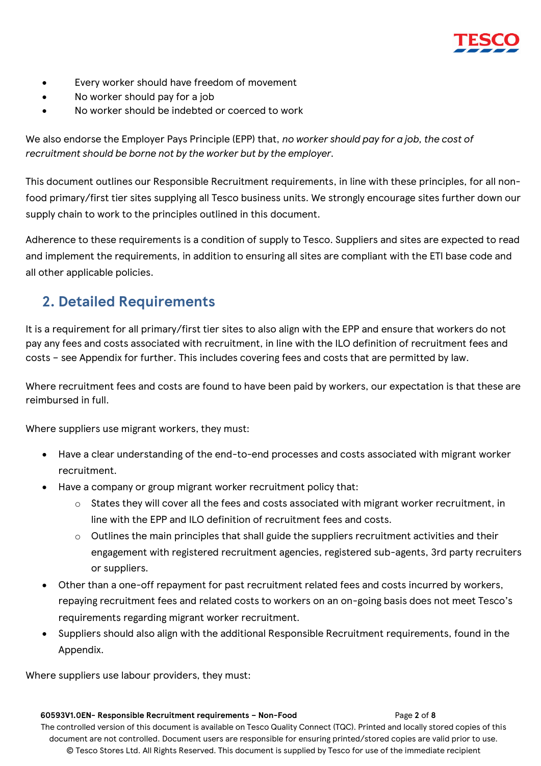- Every worker should have freedom of movement
- No worker should pay for a job
- No worker should be indebted or coerced to work

We also endorse the Employer Pays Principle (EPP) that, *no worker should pay for a job, the cost of recruitment should be borne not by the worker but by the employer*.

This document outlines our Responsible Recruitment requirements, in line with these principles, for all non-food primary/first tier sites supplying all Tesco business units. We strongly encourage sites further down our supply chain to work to the principles outlined in this document.

Adherence to these requirements is a condition of supply to Tesco. Suppliers and sites are expected to read and implement the requirements, in addition to ensuring all sites are compliant with the ETI base code and all other applicable policies.

## 2. Detailed Requirements

It is a requirement for all primary/first tier sites to also align with the EPP and ensure that workers do not pay any fees and costs associated with recruitment, in line with the ILO definition of recruitment fees and costs – see Appendix for further. This includes covering fees and costs that are permitted by law.

Where recruitment fees and costs are found to have been paid by workers, our expectation is that these are reimbursed in full.

Where suppliers use migrant workers, they must:

- Have a clear understanding of the end-to-end processes and costs associated with migrant worker recruitment.
- Have a company or group migrant worker recruitment policy that:
  - States they will cover all the fees and costs associated with migrant worker recruitment, in line with the EPP and ILO definition of recruitment fees and costs.
  - Outlines the main principles that shall guide the suppliers recruitment activities and their engagement with registered recruitment agencies, registered sub-agents, 3rd party recruiters or suppliers.
- Other than a one-off repayment for past recruitment related fees and costs incurred by workers, repaying recruitment fees and related costs to workers on an on-going basis does not meet Tesco's requirements regarding migrant worker recruitment.
- Suppliers should also align with the additional Responsible Recruitment requirements, found in the Appendix.

Where suppliers use labour providers, they must: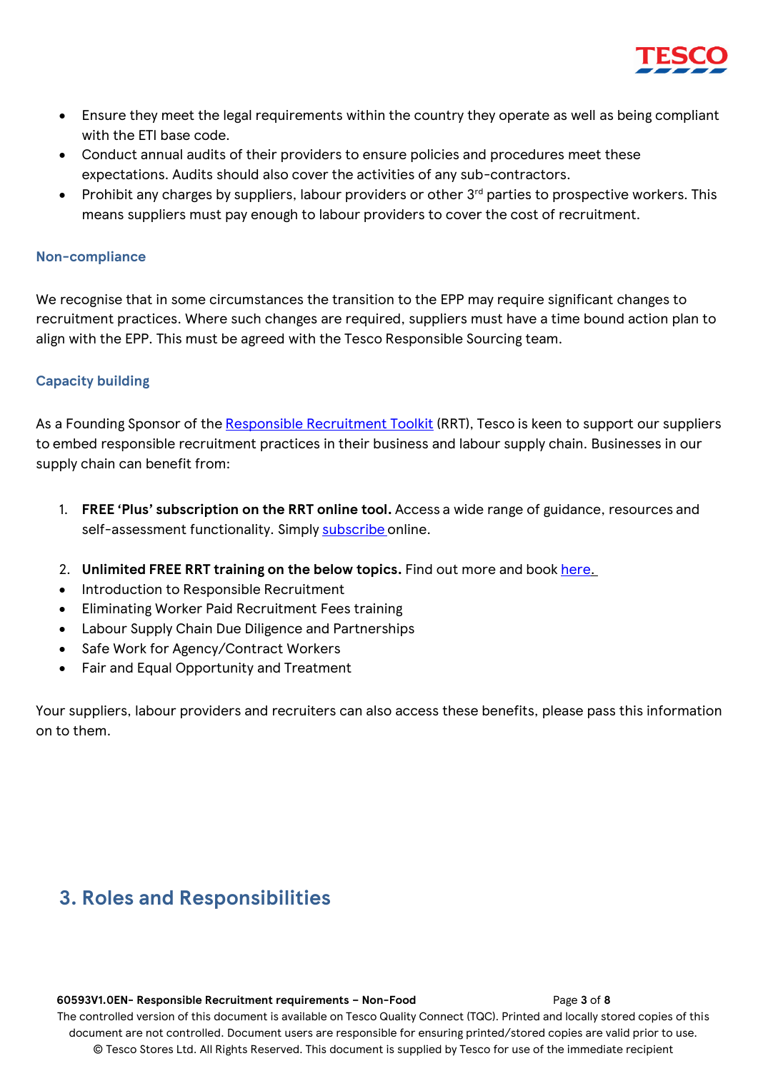- Ensure they meet the legal requirements within the country they operate as well as being compliant with the ETI base code.
- Conduct annual audits of their providers to ensure policies and procedures meet these expectations. Audits should also cover the activities of any sub-contractors.
- Prohibit any charges by suppliers, labour providers or other 3rd parties to prospective workers. This means suppliers must pay enough to labour providers to cover the cost of recruitment.

### Non-compliance

We recognise that in some circumstances the transition to the EPP may require significant changes to recruitment practices. Where such changes are required, suppliers must have a time bound action plan to align with the EPP. This must be agreed with the Tesco Responsible Sourcing team.

### Capacity building

As a Founding Sponsor of the Responsible Recruitment Toolkit (RRT), Tesco is keen to support our suppliers to embed responsible recruitment practices in their business and labour supply chain. Businesses in our supply chain can benefit from:

1. **FREE 'Plus' subscription on the RRT online tool.** Access a wide range of guidance, resources and self-assessment functionality. Simply subscribe online.

2. **Unlimited FREE RRT training on the below topics.** Find out more and book here.

- Introduction to Responsible Recruitment
- Eliminating Worker Paid Recruitment Fees training
- Labour Supply Chain Due Diligence and Partnerships
- Safe Work for Agency/Contract Workers
- Fair and Equal Opportunity and Treatment

Your suppliers, labour providers and recruiters can also access these benefits, please pass this information on to them.

## 3. Roles and Responsibilities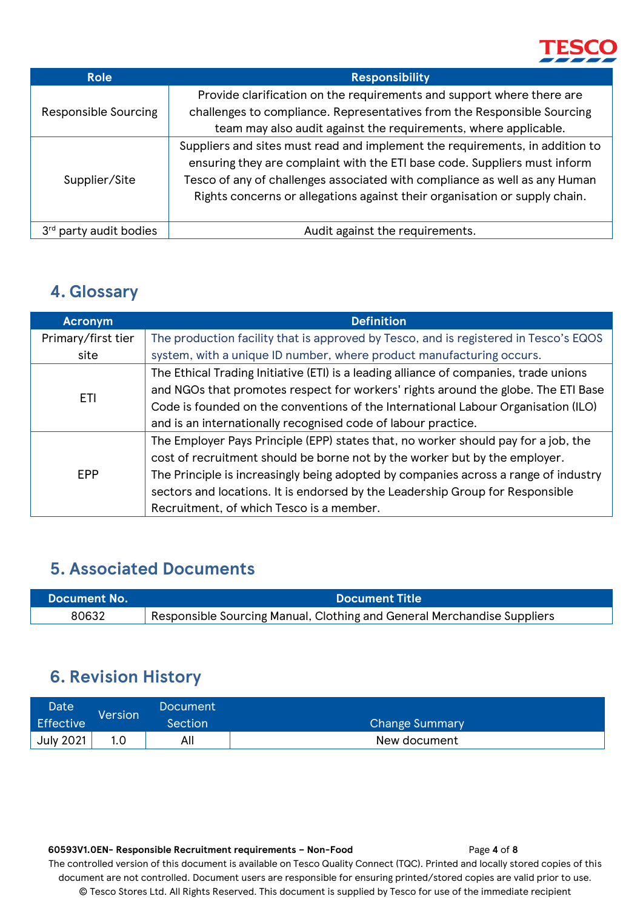| Role | Responsibility |
| --- | --- |
| Responsible Sourcing | Provide clarification on the requirements and support where there are challenges to compliance. Representatives from the Responsible Sourcing team may also audit against the requirements, where applicable. |
| Supplier/Site | Suppliers and sites must read and implement the requirements, in addition to ensuring they are complaint with the ETI base code. Suppliers must inform Tesco of any of challenges associated with compliance as well as any Human Rights concerns or allegations against their organisation or supply chain. |
| 3rd party audit bodies | Audit against the requirements. |

## 4. Glossary

| Acronym | Definition |
| --- | --- |
| Primary/first tier site | The production facility that is approved by Tesco, and is registered in Tesco's EQOS system, with a unique ID number, where product manufacturing occurs. |
| ETI | The Ethical Trading Initiative (ETI) is a leading alliance of companies, trade unions and NGOs that promotes respect for workers' rights around the globe. The ETI Base Code is founded on the conventions of the International Labour Organisation (ILO) and is an internationally recognised code of labour practice. |
| EPP | The Employer Pays Principle (EPP) states that, no worker should pay for a job, the cost of recruitment should be borne not by the worker but by the employer. The Principle is increasingly being adopted by companies across a range of industry sectors and locations. It is endorsed by the Leadership Group for Responsible Recruitment, of which Tesco is a member. |

## 5. Associated Documents

| Document No. | Document Title |
| --- | --- |
| 80632 | Responsible Sourcing Manual, Clothing and General Merchandise Suppliers |

## 6. Revision History

| Date Effective | Version | Document Section | Change Summary |
| --- | --- | --- | --- |
| July 2021 | 1.0 | All | New document |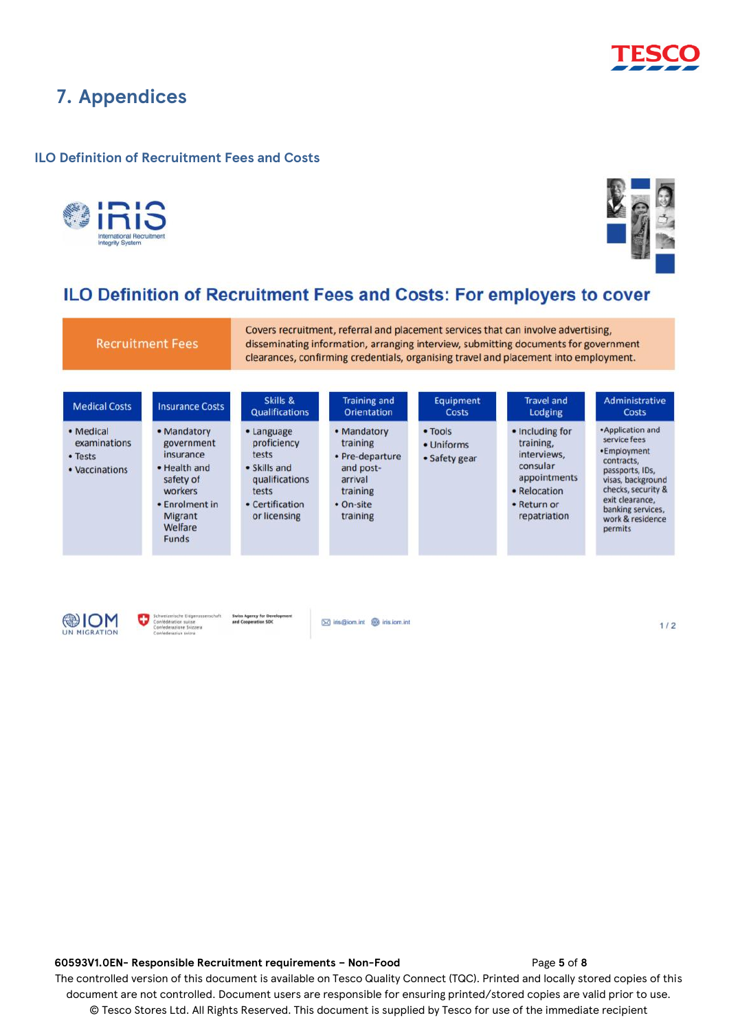# 7. Appendices

## ILO Definition of Recruitment Fees and Costs

IRIS International Recruitment Integrity System

### ILO Definition of Recruitment Fees and Costs: For employers to cover

| Recruitment Fees | Covers recruitment, referral and placement services that can involve advertising, disseminating information, arranging interview, submitting documents for government clearances, confirming credentials, organising travel and placement into employment. |
|---|---|

| Medical Costs | Insurance Costs | Skills & Qualifications | Training and Orientation | Equipment Costs | Travel and Lodging | Administrative Costs |
|---|---|---|---|---|---|---|
| • Medical examinations<br>• Tests<br>• Vaccinations | • Mandatory government insurance<br>• Health and safety of workers<br>• Enrolment in Migrant Welfare Funds | • Language proficiency tests<br>• Skills and qualifications tests<br>• Certification or licensing | • Mandatory training<br>• Pre-departure and post-arrival training<br>• On-site training | • Tools<br>• Uniforms<br>• Safety gear | • Including for training, interviews, consular appointments<br>• Relocation<br>• Return or repatriation | •Application and service fees<br>•Employment contracts, passports, IDs, visas, background checks, security & exit clearance, banking services, work & residence permits |

IOM UN MIGRATION · Schweizerische Eidgenossenschaft, Confédération suisse, Confederazione Svizzera, Confederaziun svizra · Swiss Agency for Development and Cooperation SDC · iris@iom.int · iris.iom.int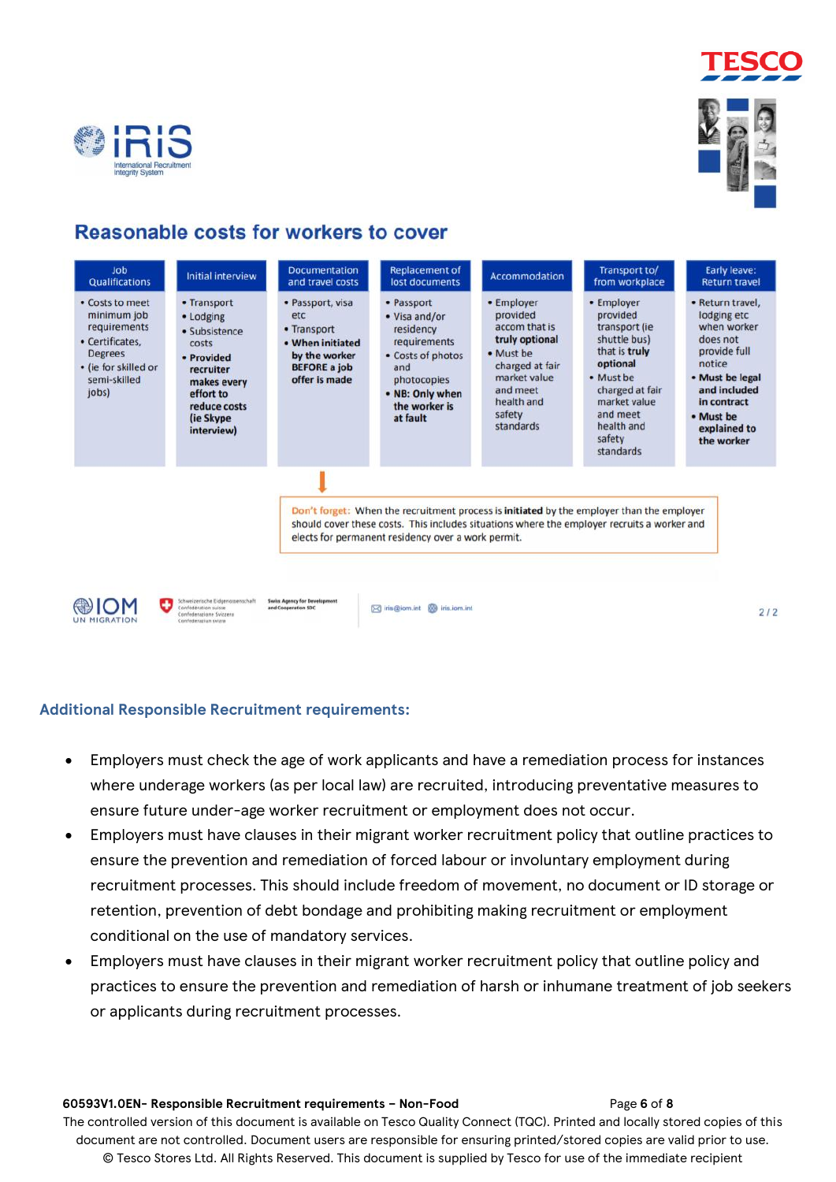## Reasonable costs for workers to cover

| Job Qualifications | Initial interview | Documentation and travel costs | Replacement of lost documents | Accommodation | Transport to/ from workplace | Early leave: Return travel |
|---|---|---|---|---|---|---|
| • Costs to meet minimum job requirements<br>• Certificates, Degrees<br>• (ie for skilled or semi-skilled jobs) | • Transport<br>• Lodging<br>• Subsistence costs<br>• **Provided recruiter makes every effort to reduce costs (ie Skype interview)** | • Passport, visa etc<br>• Transport<br>• **When initiated by the worker BEFORE a job offer is made** | • Passport<br>• Visa and/or residency requirements<br>• Costs of photos and photocopies<br>• **NB: Only when the worker is at fault** | • Employer provided accom that is **truly optional**<br>• Must be charged at fair market value and meet health and safety standards | • Employer provided transport (ie shuttle bus) that is **truly optional**<br>• Must be charged at fair market value and meet health and safety standards | • Return travel, lodging etc when worker does not provide full notice<br>• **Must be legal and included in contract**<br>• **Must be explained to the worker** |

Don't forget: When the recruitment process is **initiated** by the employer than the employer should cover these costs. This includes situations where the employer recruits a worker and elects for permanent residency over a work permit.

### Additional Responsible Recruitment requirements:

- Employers must check the age of work applicants and have a remediation process for instances where underage workers (as per local law) are recruited, introducing preventative measures to ensure future under-age worker recruitment or employment does not occur.
- Employers must have clauses in their migrant worker recruitment policy that outline practices to ensure the prevention and remediation of forced labour or involuntary employment during recruitment processes. This should include freedom of movement, no document or ID storage or retention, prevention of debt bondage and prohibiting making recruitment or employment conditional on the use of mandatory services.
- Employers must have clauses in their migrant worker recruitment policy that outline policy and practices to ensure the prevention and remediation of harsh or inhumane treatment of job seekers or applicants during recruitment processes.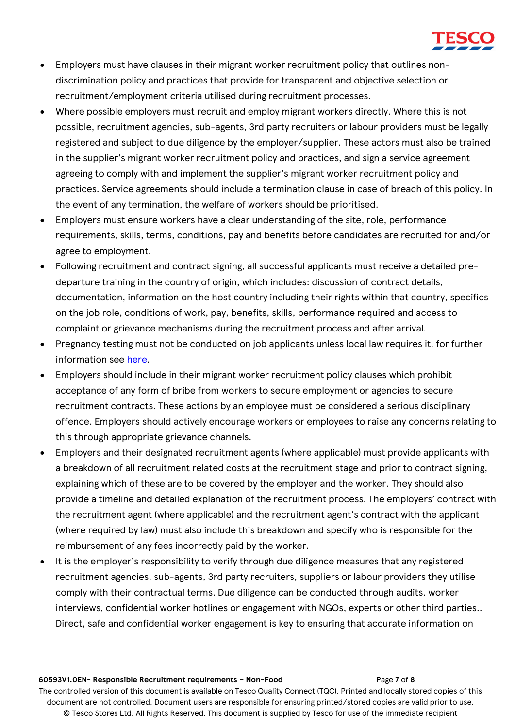- Employers must have clauses in their migrant worker recruitment policy that outlines non-discrimination policy and practices that provide for transparent and objective selection or recruitment/employment criteria utilised during recruitment processes.
- Where possible employers must recruit and employ migrant workers directly. Where this is not possible, recruitment agencies, sub-agents, 3rd party recruiters or labour providers must be legally registered and subject to due diligence by the employer/supplier. These actors must also be trained in the supplier's migrant worker recruitment policy and practices, and sign a service agreement agreeing to comply with and implement the supplier's migrant worker recruitment policy and practices. Service agreements should include a termination clause in case of breach of this policy. In the event of any termination, the welfare of workers should be prioritised.
- Employers must ensure workers have a clear understanding of the site, role, performance requirements, skills, terms, conditions, pay and benefits before candidates are recruited for and/or agree to employment.
- Following recruitment and contract signing, all successful applicants must receive a detailed pre-departure training in the country of origin, which includes: discussion of contract details, documentation, information on the host country including their rights within that country, specifics on the job role, conditions of work, pay, benefits, skills, performance required and access to complaint or grievance mechanisms during the recruitment process and after arrival.
- Pregnancy testing must not be conducted on job applicants unless local law requires it, for further information see here.
- Employers should include in their migrant worker recruitment policy clauses which prohibit acceptance of any form of bribe from workers to secure employment or agencies to secure recruitment contracts. These actions by an employee must be considered a serious disciplinary offence. Employers should actively encourage workers or employees to raise any concerns relating to this through appropriate grievance channels.
- Employers and their designated recruitment agents (where applicable) must provide applicants with a breakdown of all recruitment related costs at the recruitment stage and prior to contract signing, explaining which of these are to be covered by the employer and the worker. They should also provide a timeline and detailed explanation of the recruitment process. The employers' contract with the recruitment agent (where applicable) and the recruitment agent's contract with the applicant (where required by law) must also include this breakdown and specify who is responsible for the reimbursement of any fees incorrectly paid by the worker.
- It is the employer's responsibility to verify through due diligence measures that any registered recruitment agencies, sub-agents, 3rd party recruiters, suppliers or labour providers they utilise comply with their contractual terms. Due diligence can be conducted through audits, worker interviews, confidential worker hotlines or engagement with NGOs, experts or other third parties.. Direct, safe and confidential worker engagement is key to ensuring that accurate information on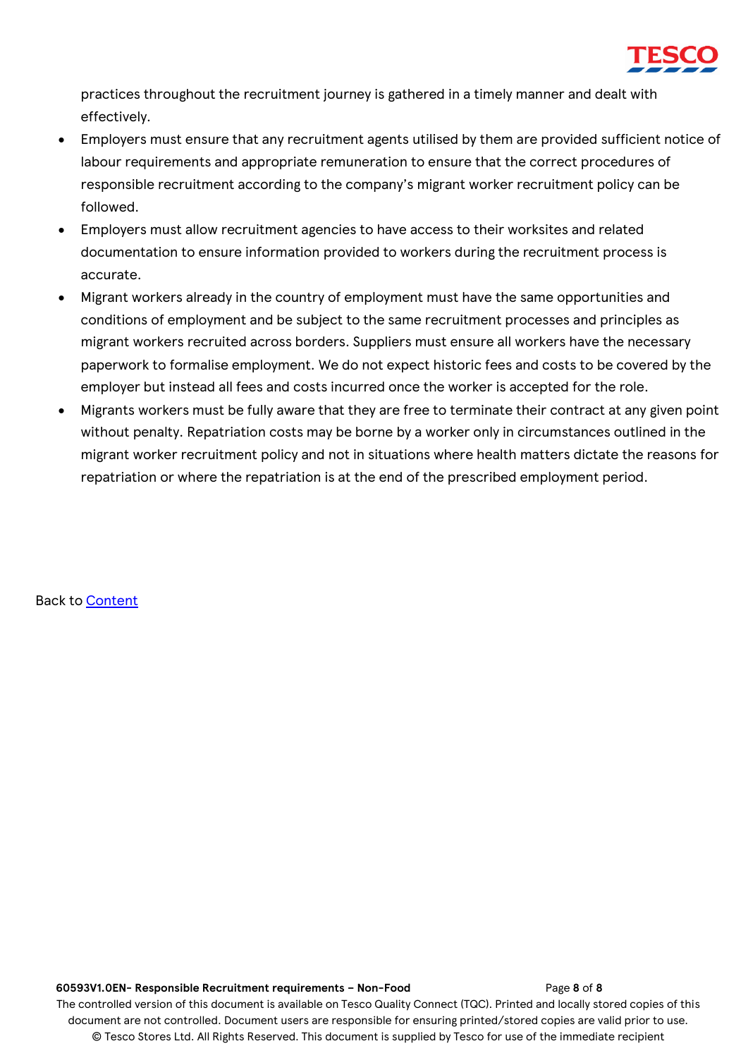practices throughout the recruitment journey is gathered in a timely manner and dealt with effectively.

- Employers must ensure that any recruitment agents utilised by them are provided sufficient notice of labour requirements and appropriate remuneration to ensure that the correct procedures of responsible recruitment according to the company's migrant worker recruitment policy can be followed.
- Employers must allow recruitment agencies to have access to their worksites and related documentation to ensure information provided to workers during the recruitment process is accurate.
- Migrant workers already in the country of employment must have the same opportunities and conditions of employment and be subject to the same recruitment processes and principles as migrant workers recruited across borders. Suppliers must ensure all workers have the necessary paperwork to formalise employment. We do not expect historic fees and costs to be covered by the employer but instead all fees and costs incurred once the worker is accepted for the role.
- Migrants workers must be fully aware that they are free to terminate their contract at any given point without penalty. Repatriation costs may be borne by a worker only in circumstances outlined in the migrant worker recruitment policy and not in situations where health matters dictate the reasons for repatriation or where the repatriation is at the end of the prescribed employment period.

Back to Content